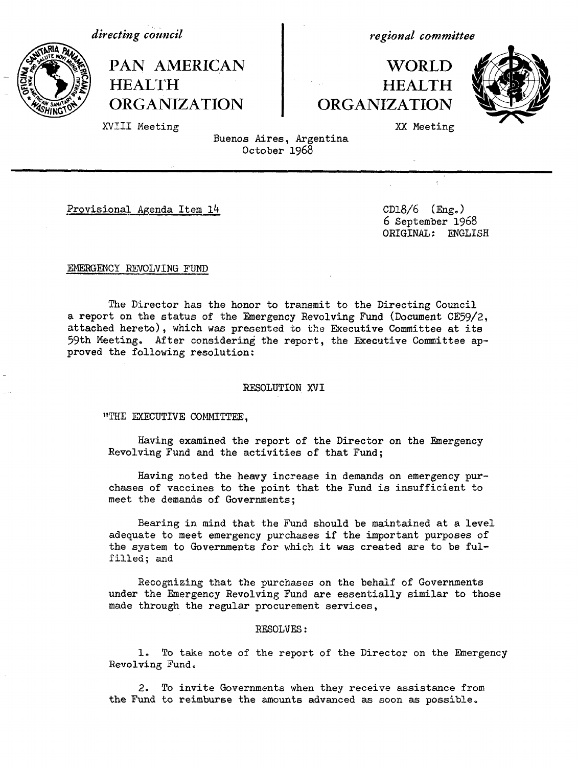*directing council*

# PAN AMERICAN HEALTH ORGANIZATION

XVIII Meeting

*regional committee*

# WORLD HEALTH ORGANIZATION

XX Meeting

Buenos Aires, Argentina
October 1968

---

Provisional Agenda Item 14

CD18/6 (Eng.)
6 September 1968
ORIGINAL: ENGLISH

EMERGENCY REVOLVING FUND

The Director has the honor to transmit to the Directing Council a report on the status of the Emergency Revolving Fund (Document CE59/2, attached hereto), which was presented to the Executive Committee at its 59th Meeting. After considering the report, the Executive Committee approved the following resolution:

RESOLUTION XVI

"THE EXECUTIVE COMMITTEE,

Having examined the report of the Director on the Emergency Revolving Fund and the activities of that Fund;

Having noted the heavy increase in demands on emergency purchases of vaccines to the point that the Fund is insufficient to meet the demands of Governments;

Bearing in mind that the Fund should be maintained at a level adequate to meet emergency purchases if the important purposes of the system to Governments for which it was created are to be fulfilled; and

Recognizing that the purchases on the behalf of Governments under the Emergency Revolving Fund are essentially similar to those made through the regular procurement services,

RESOLVES:

1. To take note of the report of the Director on the Emergency Revolving Fund.

2. To invite Governments when they receive assistance from the Fund to reimburse the amounts advanced as soon as possible.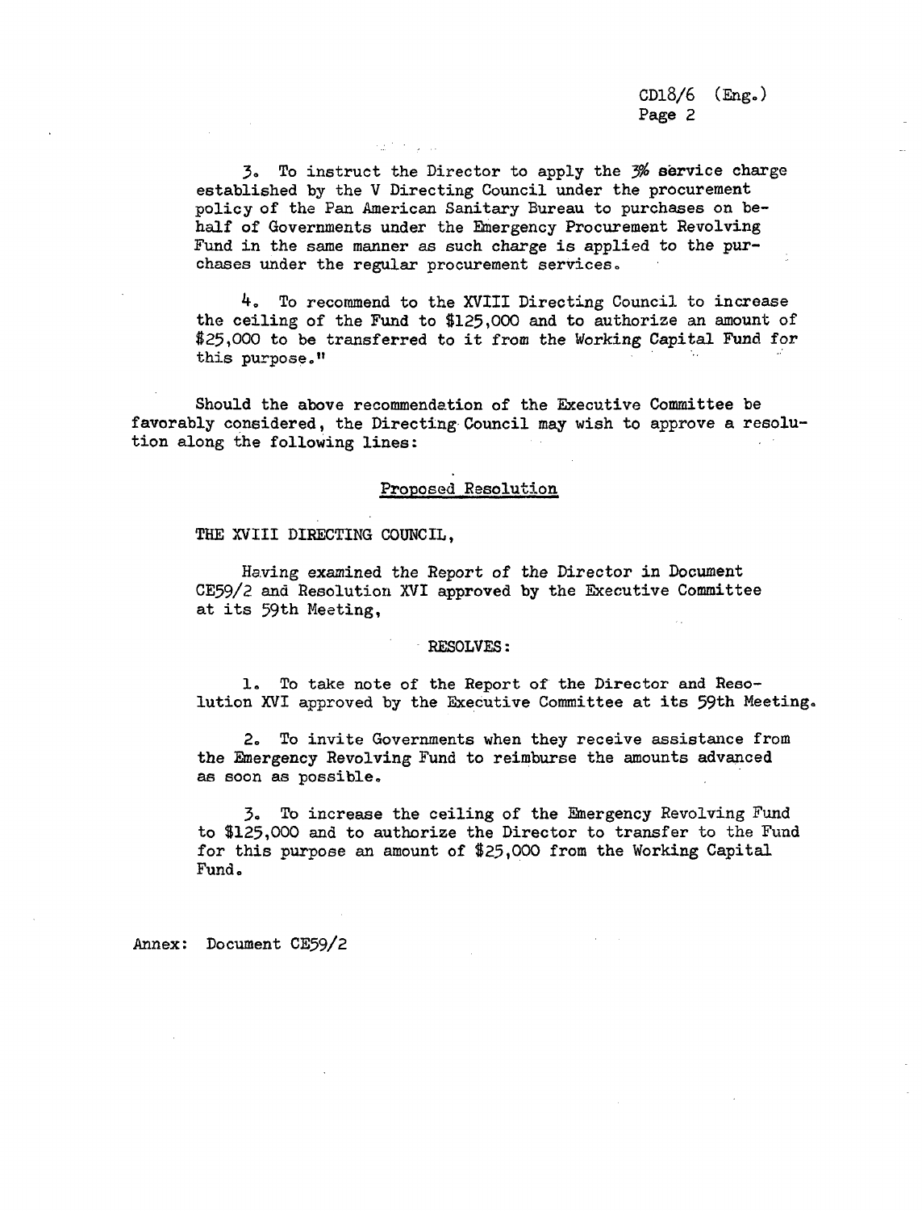3. To instruct the Director to apply the 3% service charge established by the V Directing Council under the procurement policy of the Pan American Sanitary Bureau to purchases on behalf of Governments under the Emergency Procurement Revolving Fund in the same manner as such charge is applied to the purchases under the regular procurement services.

4. To recommend to the XVIII Directing Council to increase the ceiling of the Fund to \$125,000 and to authorize an amount of \$25,000 to be transferred to it from the Working Capital Fund for this purpose."

Should the above recommendation of the Executive Committee be favorably considered, the Directing Council may wish to approve a resolution along the following lines:

Proposed Resolution

THE XVIII DIRECTING COUNCIL,

Having examined the Report of the Director in Document CE59/2 and Resolution XVI approved by the Executive Committee at its 59th Meeting,

RESOLVES:

1. To take note of the Report of the Director and Resolution XVI approved by the Executive Committee at its 59th Meeting.

2. To invite Governments when they receive assistance from the Emergency Revolving Fund to reimburse the amounts advanced as soon as possible.

3. To increase the ceiling of the Emergency Revolving Fund to \$125,000 and to authorize the Director to transfer to the Fund for this purpose an amount of \$25,000 from the Working Capital Fund.

Annex: Document CE59/2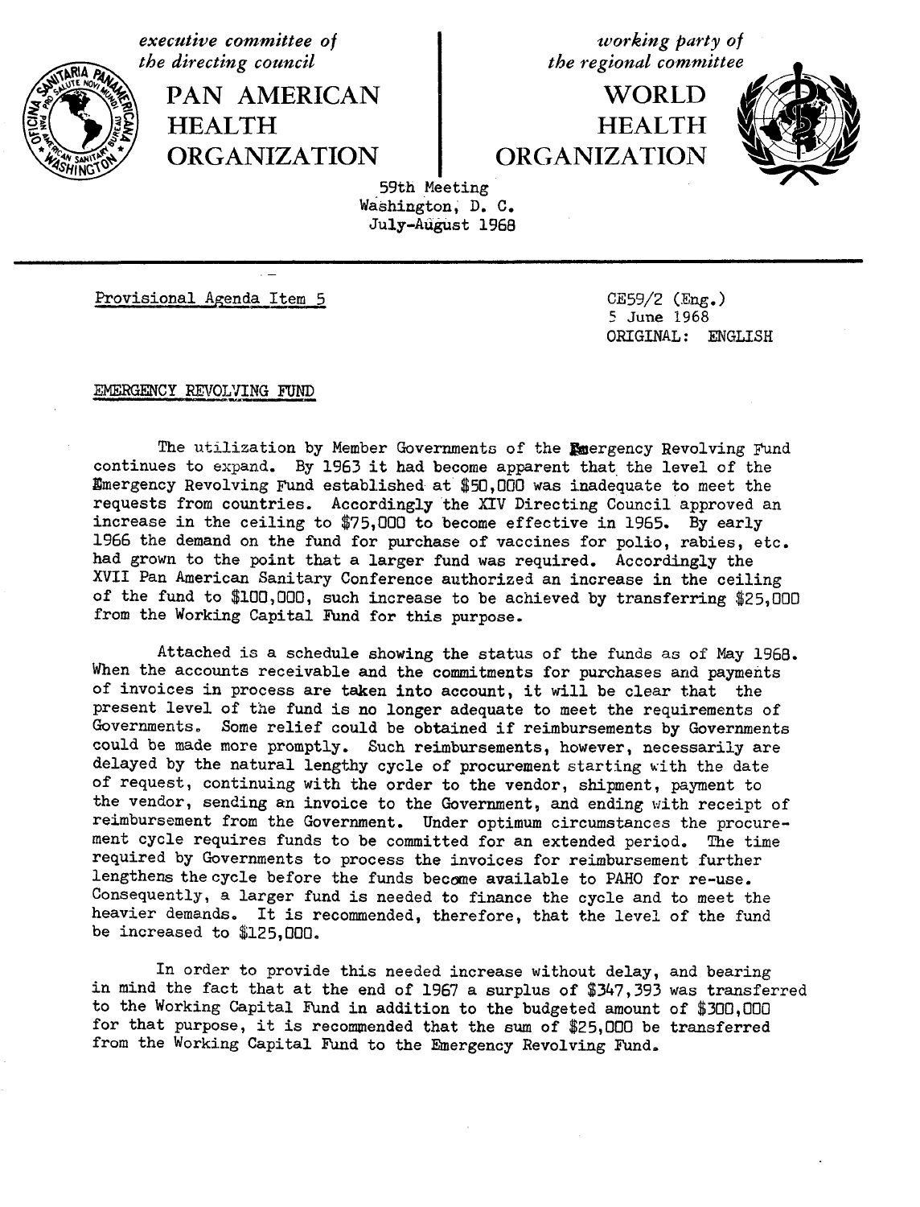executive committee of the directing council

# PAN AMERICAN HEALTH ORGANIZATION

working party of the regional committee

# WORLD HEALTH ORGANIZATION

59th Meeting
Washington, D. C.
July-August 1968

Provisional Agenda Item 5

CE59/2 (Eng.)
5 June 1968
ORIGINAL: ENGLISH

## EMERGENCY REVOLVING FUND

The utilization by Member Governments of the Emergency Revolving Fund continues to expand. By 1963 it had become apparent that the level of the Emergency Revolving Fund established at $50,000 was inadequate to meet the requests from countries. Accordingly the XIV Directing Council approved an increase in the ceiling to $75,000 to become effective in 1965. By early 1966 the demand on the fund for purchase of vaccines for polio, rabies, etc. had grown to the point that a larger fund was required. Accordingly the XVII Pan American Sanitary Conference authorized an increase in the ceiling of the fund to $100,000, such increase to be achieved by transferring $25,000 from the Working Capital Fund for this purpose.

Attached is a schedule showing the status of the funds as of May 1968. When the accounts receivable and the commitments for purchases and payments of invoices in process are taken into account, it will be clear that the present level of the fund is no longer adequate to meet the requirements of Governments. Some relief could be obtained if reimbursements by Governments could be made more promptly. Such reimbursements, however, necessarily are delayed by the natural lengthy cycle of procurement starting with the date of request, continuing with the order to the vendor, shipment, payment to the vendor, sending an invoice to the Government, and ending with receipt of reimbursement from the Government. Under optimum circumstances the procurement cycle requires funds to be committed for an extended period. The time required by Governments to process the invoices for reimbursement further lengthens the cycle before the funds become available to PAHO for re-use. Consequently, a larger fund is needed to finance the cycle and to meet the heavier demands. It is recommended, therefore, that the level of the fund be increased to $125,000.

In order to provide this needed increase without delay, and bearing in mind the fact that at the end of 1967 a surplus of $347,393 was transferred to the Working Capital Fund in addition to the budgeted amount of $300,000 for that purpose, it is recommended that the sum of $25,000 be transferred from the Working Capital Fund to the Emergency Revolving Fund.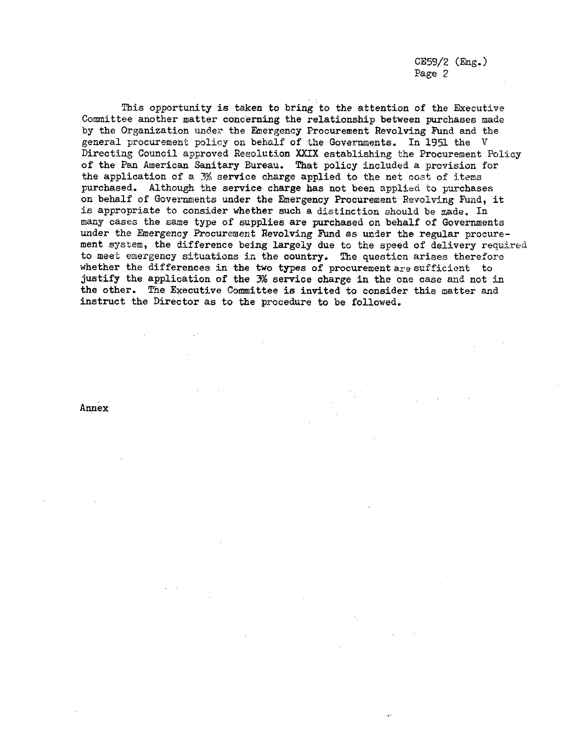This opportunity is taken to bring to the attention of the Executive Committee another matter concerning the relationship between purchases made by the Organization under the Emergency Procurement Revolving Fund and the general procurement policy on behalf of the Governments. In 1951 the V Directing Council approved Resolution XXIX establishing the Procurement Policy of the Pan American Sanitary Bureau. That policy included a provision for the application of a 3% service charge applied to the net cost of items purchased. Although the service charge has not been applied to purchases on behalf of Governments under the Emergency Procurement Revolving Fund, it is appropriate to consider whether such a distinction should be made. In many cases the same type of supplies are purchased on behalf of Governments under the Emergency Procurement Revolving Fund as under the regular procurement system, the difference being largely due to the speed of delivery required to meet emergency situations in the country. The question arises therefore whether the differences in the two types of procurement are sufficient to justify the application of the 3% service charge in the one case and not in the other. The Executive Committee is invited to consider this matter and instruct the Director as to the procedure to be followed.

Annex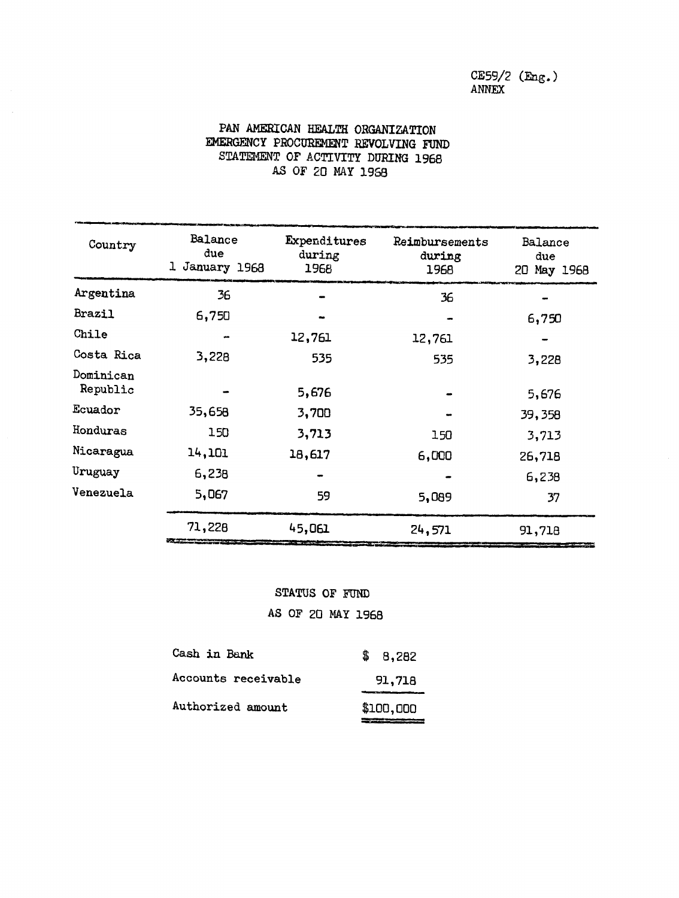CE59/2 (Eng.)
ANNEX

# PAN AMERICAN HEALTH ORGANIZATION
## EMERGENCY PROCUREMENT REVOLVING FUND
## STATEMENT OF ACTIVITY DURING 1968
## AS OF 20 MAY 1968

| Country | Balance due 1 January 1968 | Expenditures during 1968 | Reimbursements during 1968 | Balance due 20 May 1968 |
|---|---|---|---|---|
| Argentina | 36 | - | 36 | - |
| Brazil | 6,750 | - | - | 6,750 |
| Chile | - | 12,761 | 12,761 | - |
| Costa Rica | 3,228 | 535 | 535 | 3,228 |
| Dominican Republic | - | 5,676 | - | 5,676 |
| Ecuador | 35,658 | 3,700 | - | 39,358 |
| Honduras | 150 | 3,713 | 150 | 3,713 |
| Nicaragua | 14,101 | 18,617 | 6,000 | 26,718 |
| Uruguay | 6,238 | - | - | 6,238 |
| Venezuela | 5,067 | 59 | 5,089 | 37 |
| | 71,228 | 45,061 | 24,571 | 91,718 |

## STATUS OF FUND
## AS OF 20 MAY 1968

| | |
|---|---|
| Cash in Bank | $ 8,282 |
| Accounts receivable | 91,718 |
| Authorized amount | $100,000 |